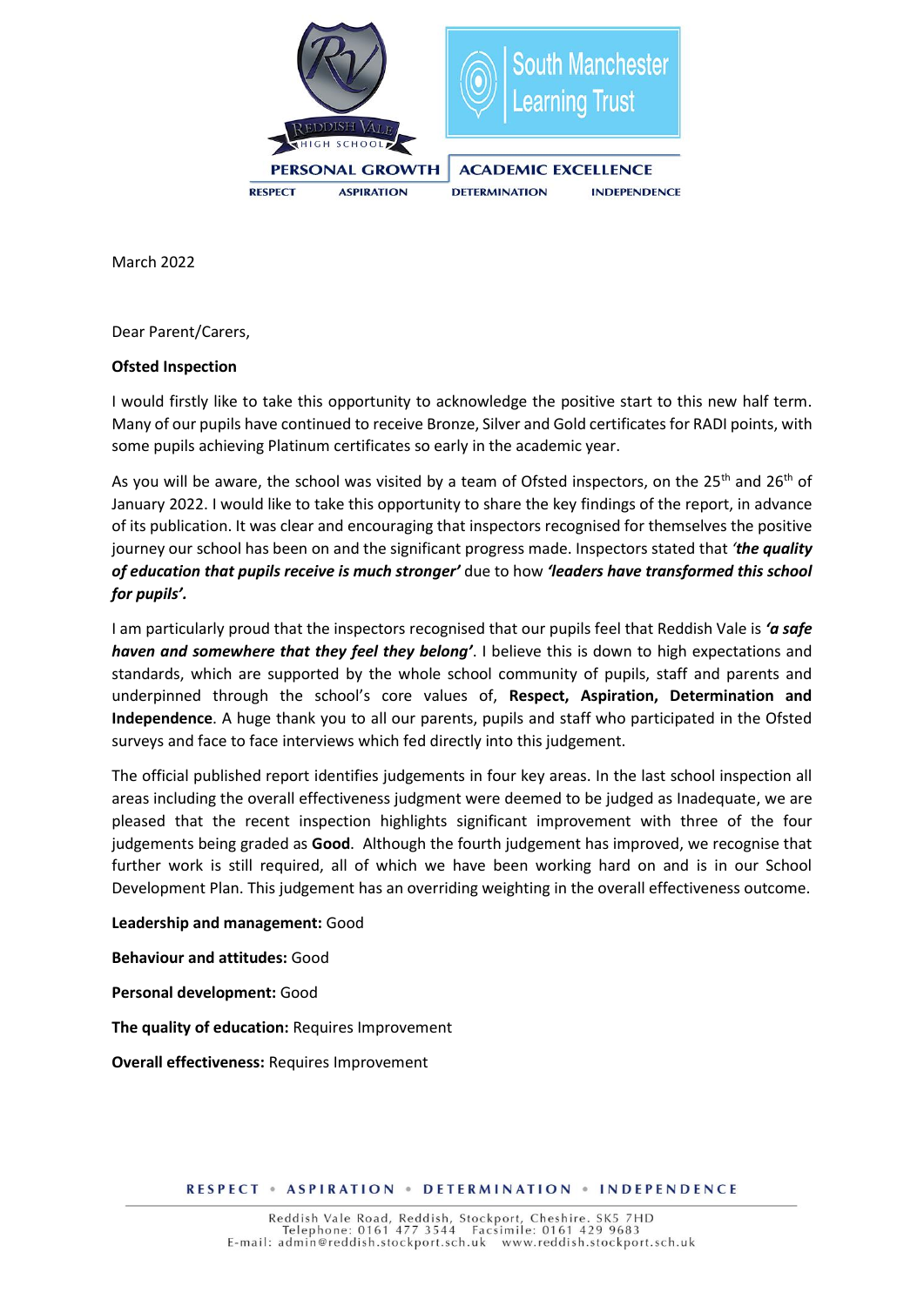PERSONAL GROWTH | ACADEMIC EXCELLENCE

RESPECT ASPIRATION DETERMINATION INDEPENDENCE

March 2022

Dear Parent/Carers,

**Ofsted Inspection**

I would firstly like to take this opportunity to acknowledge the positive start to this new half term. Many of our pupils have continued to receive Bronze, Silver and Gold certificates for RADI points, with some pupils achieving Platinum certificates so early in the academic year.

As you will be aware, the school was visited by a team of Ofsted inspectors, on the 25th and 26th of January 2022. I would like to take this opportunity to share the key findings of the report, in advance of its publication. It was clear and encouraging that inspectors recognised for themselves the positive journey our school has been on and the significant progress made. Inspectors stated that *'**the quality of education that pupils receive is much stronger'*** due to how ***'leaders have transformed this school for pupils'.***

I am particularly proud that the inspectors recognised that our pupils feel that Reddish Vale is ***'a safe haven and somewhere that they feel they belong'***. I believe this is down to high expectations and standards, which are supported by the whole school community of pupils, staff and parents and underpinned through the school's core values of, **Respect, Aspiration, Determination and Independence**. A huge thank you to all our parents, pupils and staff who participated in the Ofsted surveys and face to face interviews which fed directly into this judgement.

The official published report identifies judgements in four key areas. In the last school inspection all areas including the overall effectiveness judgment were deemed to be judged as Inadequate, we are pleased that the recent inspection highlights significant improvement with three of the four judgements being graded as **Good**. Although the fourth judgement has improved, we recognise that further work is still required, all of which we have been working hard on and is in our School Development Plan. This judgement has an overriding weighting in the overall effectiveness outcome.

**Leadership and management:** Good

**Behaviour and attitudes:** Good

**Personal development:** Good

**The quality of education:** Requires Improvement

**Overall effectiveness:** Requires Improvement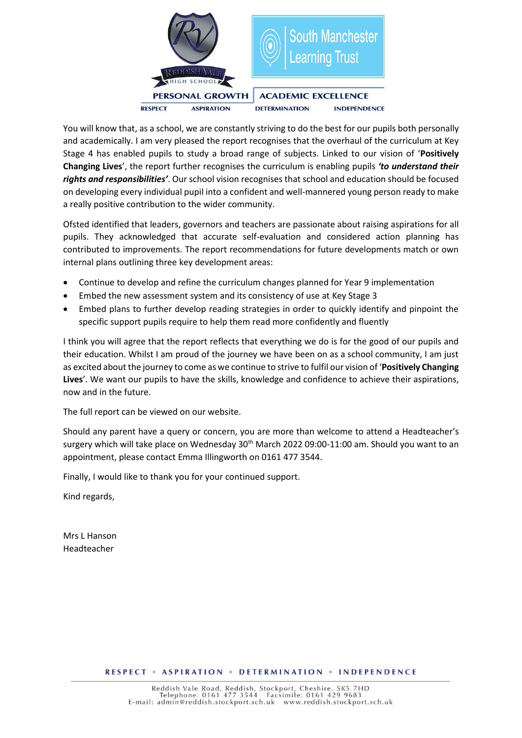PERSONAL GROWTH | ACADEMIC EXCELLENCE

RESPECT ASPIRATION DETERMINATION INDEPENDENCE

You will know that, as a school, we are constantly striving to do the best for our pupils both personally and academically. I am very pleased the report recognises that the overhaul of the curriculum at Key Stage 4 has enabled pupils to study a broad range of subjects. Linked to our vision of '**Positively Changing Lives**', the report further recognises the curriculum is enabling pupils ***'to understand their rights and responsibilities'***. Our school vision recognises that school and education should be focused on developing every individual pupil into a confident and well-mannered young person ready to make a really positive contribution to the wider community.

Ofsted identified that leaders, governors and teachers are passionate about raising aspirations for all pupils. They acknowledged that accurate self-evaluation and considered action planning has contributed to improvements. The report recommendations for future developments match or own internal plans outlining three key development areas:

- Continue to develop and refine the curriculum changes planned for Year 9 implementation
- Embed the new assessment system and its consistency of use at Key Stage 3
- Embed plans to further develop reading strategies in order to quickly identify and pinpoint the specific support pupils require to help them read more confidently and fluently

I think you will agree that the report reflects that everything we do is for the good of our pupils and their education. Whilst I am proud of the journey we have been on as a school community, I am just as excited about the journey to come as we continue to strive to fulfil our vision of '**Positively Changing Lives**'. We want our pupils to have the skills, knowledge and confidence to achieve their aspirations, now and in the future.

The full report can be viewed on our website.

Should any parent have a query or concern, you are more than welcome to attend a Headteacher's surgery which will take place on Wednesday 30th March 2022 09:00-11:00 am. Should you want to an appointment, please contact Emma Illingworth on 0161 477 3544.

Finally, I would like to thank you for your continued support.

Kind regards,

Mrs L Hanson
Headteacher

RESPECT • ASPIRATION • DETERMINATION • INDEPENDENCE

Reddish Vale Road, Reddish, Stockport, Cheshire. SK5 7HD
Telephone: 0161 477 3544 Facsimile: 0161 429 9683
E-mail: admin@reddish.stockport.sch.uk www.reddish.stockport.sch.uk